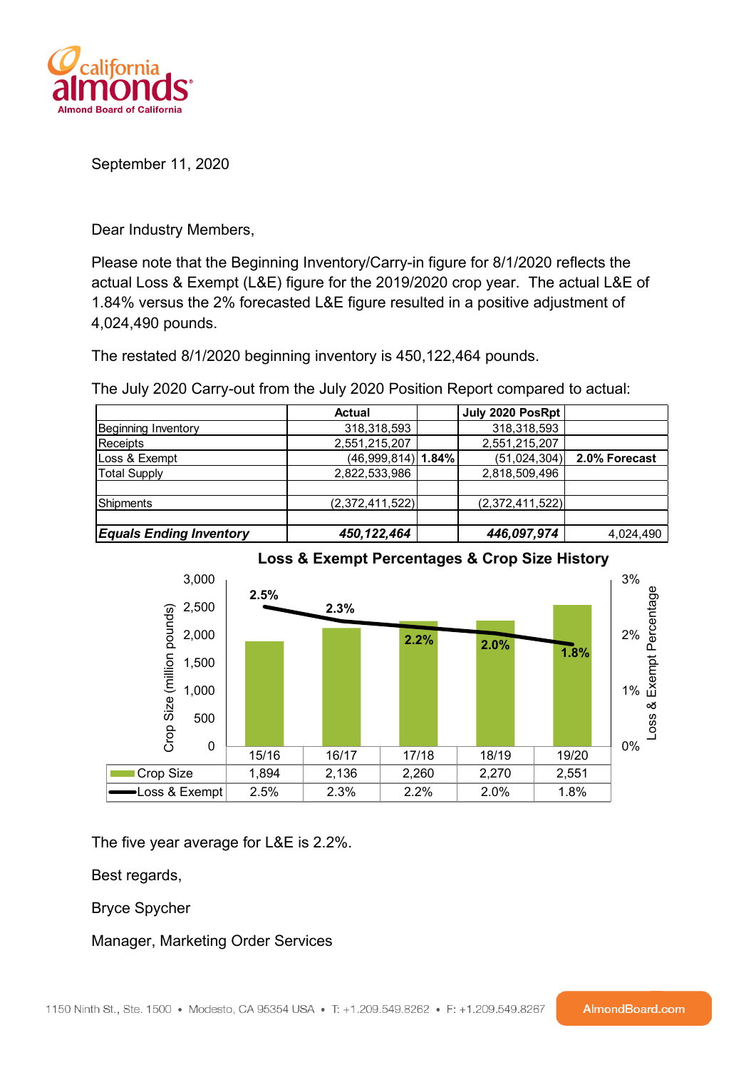California Almonds
Almond Board of California

September 11, 2020

Dear Industry Members,

Please note that the Beginning Inventory/Carry-in figure for 8/1/2020 reflects the actual Loss & Exempt (L&E) figure for the 2019/2020 crop year. The actual L&E of 1.84% versus the 2% forecasted L&E figure resulted in a positive adjustment of 4,024,490 pounds.

The restated 8/1/2020 beginning inventory is 450,122,464 pounds.

The July 2020 Carry-out from the July 2020 Position Report compared to actual:

| | Actual | | July 2020 PosRpt | |
|---|---|---|---|---|
| Beginning Inventory | 318,318,593 | | 318,318,593 | |
| Receipts | 2,551,215,207 | | 2,551,215,207 | |
| Loss & Exempt | (46,999,814) | **1.84%** | (51,024,304) | **2.0% Forecast** |
| Total Supply | 2,822,533,986 | | 2,818,509,496 | |
| | | | | |
| Shipments | (2,372,411,522) | | (2,372,411,522) | |
| | | | | |
| ***Equals Ending Inventory*** | ***450,122,464*** | | ***446,097,974*** | 4,024,490 |

**Loss & Exempt Percentages & Crop Size History**

| | 15/16 | 16/17 | 17/18 | 18/19 | 19/20 |
|---|---|---|---|---|---|
| Crop Size (million pounds) | 1,894 | 2,136 | 2,260 | 2,270 | 2,551 |
| Loss & Exempt | 2.5% | 2.3% | 2.2% | 2.0% | 1.8% |

The five year average for L&E is 2.2%.

Best regards,

Bryce Spycher

Manager, Marketing Order Services

1150 Ninth St., Ste. 1500 • Modesto, CA 95354 USA • T: +1.209.549.8262 • F: +1.209.549.8267 AlmondBoard.com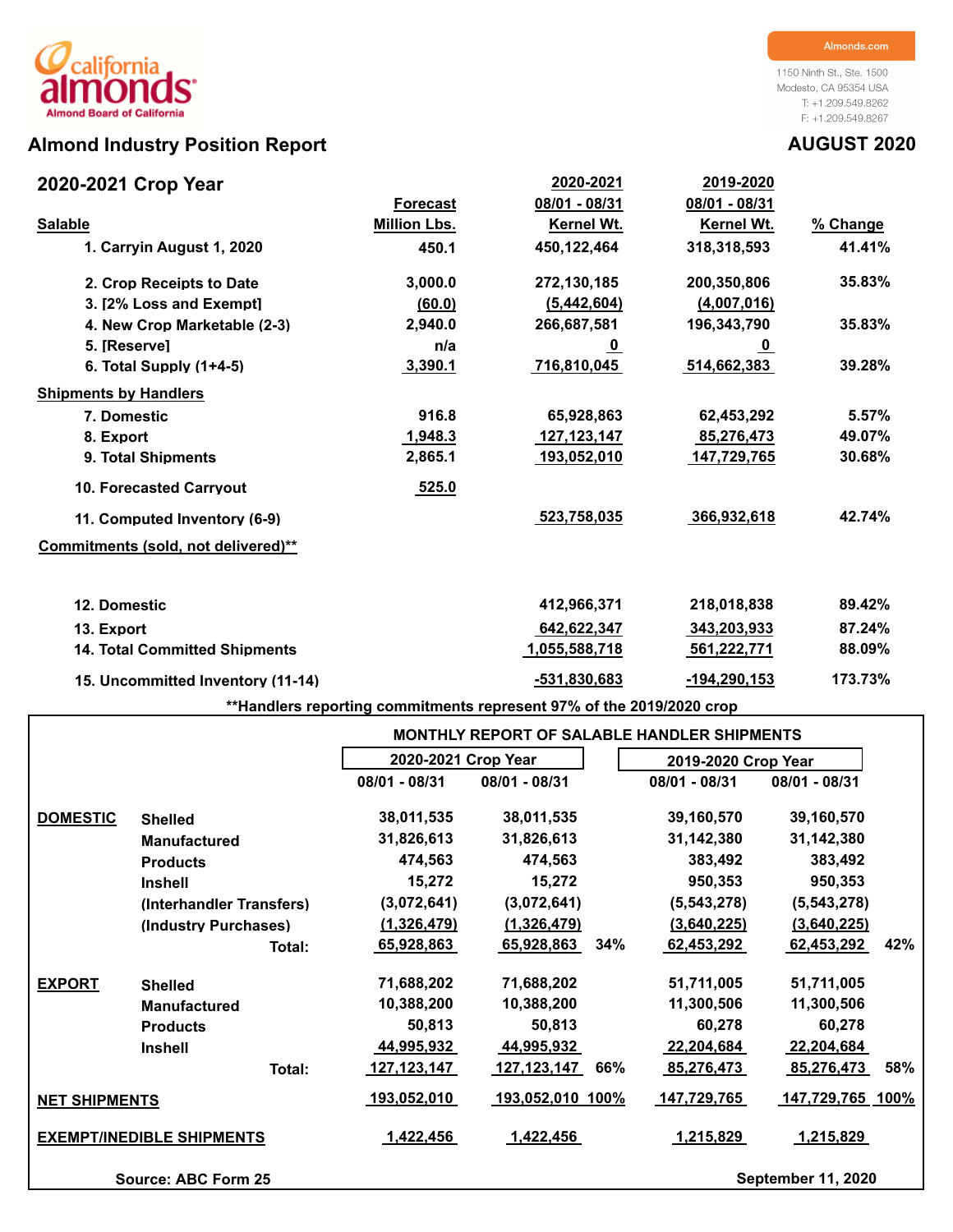california almonds
Almond Board of California

Almonds.com

1150 Ninth St., Ste. 1500
Modesto, CA 95354 USA
T: +1.209.549.8262
F: +1.209.549.8267

# Almond Industry Position Report

## AUGUST 2020

| 2020-2021 Crop Year | Forecast Million Lbs. | 2020-2021 08/01 - 08/31 Kernel Wt. | 2019-2020 08/01 - 08/31 Kernel Wt. | % Change |
|---|---|---|---|---|
| **Salable** | | | | |
| 1. Carryin August 1, 2020 | 450.1 | 450,122,464 | 318,318,593 | 41.41% |
| 2. Crop Receipts to Date | 3,000.0 | 272,130,185 | 200,350,806 | 35.83% |
| 3. [2% Loss and Exempt] | (60.0) | (5,442,604) | (4,007,016) | |
| 4. New Crop Marketable (2-3) | 2,940.0 | 266,687,581 | 196,343,790 | 35.83% |
| 5. [Reserve] | n/a | 0 | 0 | |
| 6. Total Supply (1+4-5) | 3,390.1 | 716,810,045 | 514,662,383 | 39.28% |
| **Shipments by Handlers** | | | | |
| 7. Domestic | 916.8 | 65,928,863 | 62,453,292 | 5.57% |
| 8. Export | 1,948.3 | 127,123,147 | 85,276,473 | 49.07% |
| 9. Total Shipments | 2,865.1 | 193,052,010 | 147,729,765 | 30.68% |
| 10. Forecasted Carryout | 525.0 | | | |
| 11. Computed Inventory (6-9) | | 523,758,035 | 366,932,618 | 42.74% |
| **Commitments (sold, not delivered)**** | | | | |
| 12. Domestic | | 412,966,371 | 218,018,838 | 89.42% |
| 13. Export | | 642,622,347 | 343,203,933 | 87.24% |
| 14. Total Committed Shipments | | 1,055,588,718 | 561,222,771 | 88.09% |
| 15. Uncommitted Inventory (11-14) | | -531,830,683 | -194,290,153 | 173.73% |

**Handlers reporting commitments represent 97% of the 2019/2020 crop

### MONTHLY REPORT OF SALABLE HANDLER SHIPMENTS

| | | 2020-2021 Crop Year | | | 2019-2020 Crop Year | | |
|---|---|---|---|---|---|---|---|
| | | 08/01 - 08/31 | 08/01 - 08/31 | | 08/01 - 08/31 | 08/01 - 08/31 | |
| **DOMESTIC** | Shelled | 38,011,535 | 38,011,535 | | 39,160,570 | 39,160,570 | |
| | Manufactured | 31,826,613 | 31,826,613 | | 31,142,380 | 31,142,380 | |
| | Products | 474,563 | 474,563 | | 383,492 | 383,492 | |
| | Inshell | 15,272 | 15,272 | | 950,353 | 950,353 | |
| | (Interhandler Transfers) | (3,072,641) | (3,072,641) | | (5,543,278) | (5,543,278) | |
| | (Industry Purchases) | (1,326,479) | (1,326,479) | | (3,640,225) | (3,640,225) | |
| | Total: | 65,928,863 | 65,928,863 | 34% | 62,453,292 | 62,453,292 | 42% |
| **EXPORT** | Shelled | 71,688,202 | 71,688,202 | | 51,711,005 | 51,711,005 | |
| | Manufactured | 10,388,200 | 10,388,200 | | 11,300,506 | 11,300,506 | |
| | Products | 50,813 | 50,813 | | 60,278 | 60,278 | |
| | Inshell | 44,995,932 | 44,995,932 | | 22,204,684 | 22,204,684 | |
| | Total: | 127,123,147 | 127,123,147 | 66% | 85,276,473 | 85,276,473 | 58% |
| **NET SHIPMENTS** | | 193,052,010 | 193,052,010 | 100% | 147,729,765 | 147,729,765 | 100% |
| **EXEMPT/INEDIBLE SHIPMENTS** | | 1,422,456 | 1,422,456 | | 1,215,829 | 1,215,829 | |

Source: ABC Form 25

September 11, 2020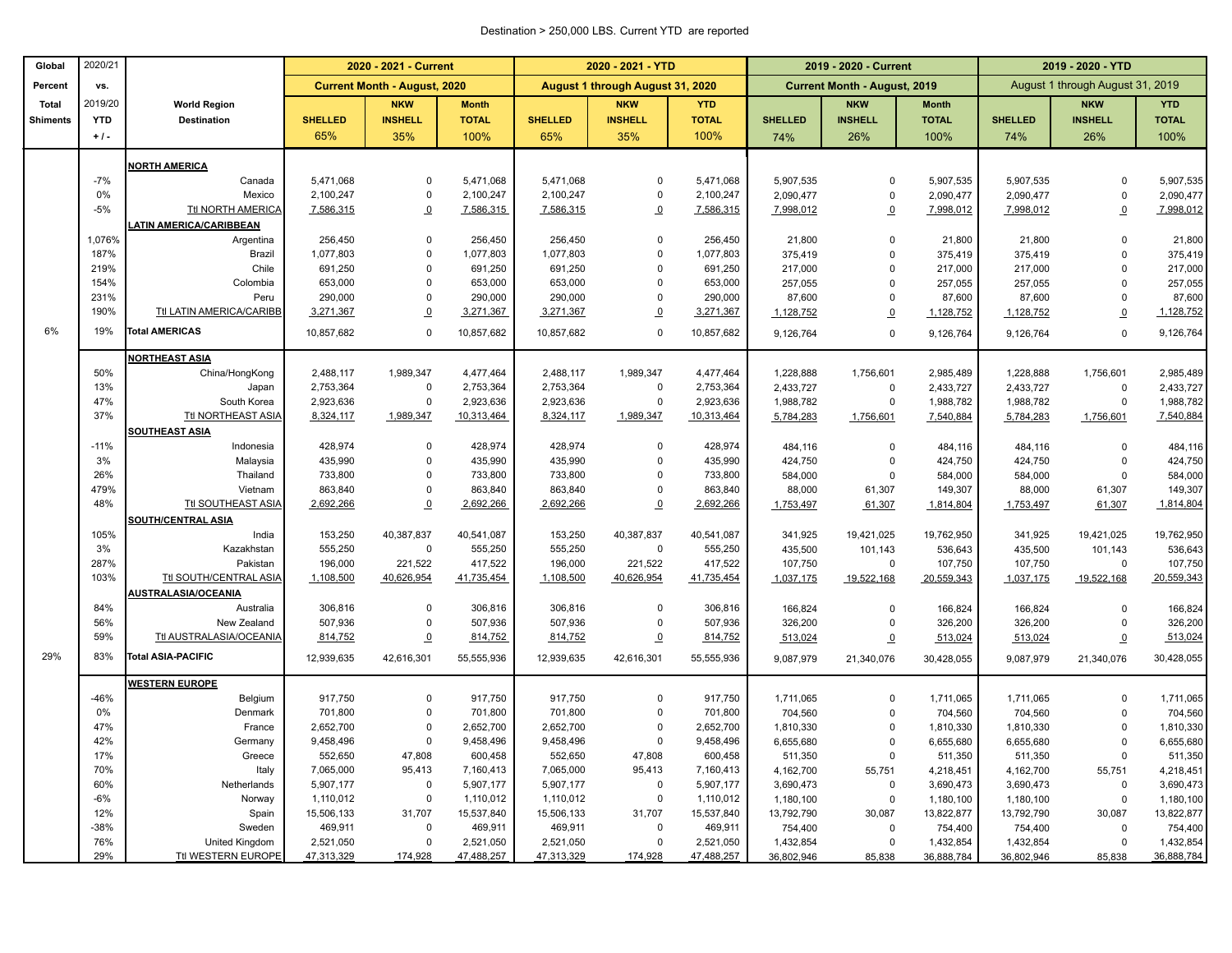Destination > 250,000 LBS. Current YTD are reported

| Global Percent Total Shiments | 2020/21 vs. 2019/20 YTD + / - | World Region Destination | 2020 - 2021 - Current Current Month - August, 2020 SHELLED 65% | NKW INSHELL 35% | Month TOTAL 100% | 2020 - 2021 - YTD August 1 through August 31, 2020 SHELLED 65% | NKW INSHELL 35% | YTD TOTAL 100% | 2019 - 2020 - Current Current Month - August, 2019 SHELLED 74% | NKW INSHELL 26% | Month TOTAL 100% | 2019 - 2020 - YTD August 1 through August 31, 2019 SHELLED 74% | NKW INSHELL 26% | YTD TOTAL 100% |
|---|---|---|---|---|---|---|---|---|---|---|---|---|---|---|
| | | **NORTH AMERICA** | | | | | | | | | | | | |
| | -7% | Canada | 5,471,068 | 0 | 5,471,068 | 5,471,068 | 0 | 5,471,068 | 5,907,535 | 0 | 5,907,535 | 5,907,535 | 0 | 5,907,535 |
| | 0% | Mexico | 2,100,247 | 0 | 2,100,247 | 2,100,247 | 0 | 2,100,247 | 2,090,477 | 0 | 2,090,477 | 2,090,477 | 0 | 2,090,477 |
| | -5% | Ttl NORTH AMERICA | 7,586,315 | 0 | 7,586,315 | 7,586,315 | 0 | 7,586,315 | 7,998,012 | 0 | 7,998,012 | 7,998,012 | 0 | 7,998,012 |
| | | **LATIN AMERICA/CARIBBEAN** | | | | | | | | | | | | |
| | 1,076% | Argentina | 256,450 | 0 | 256,450 | 256,450 | 0 | 256,450 | 21,800 | 0 | 21,800 | 21,800 | 0 | 21,800 |
| | 187% | Brazil | 1,077,803 | 0 | 1,077,803 | 1,077,803 | 0 | 1,077,803 | 375,419 | 0 | 375,419 | 375,419 | 0 | 375,419 |
| | 219% | Chile | 691,250 | 0 | 691,250 | 691,250 | 0 | 691,250 | 217,000 | 0 | 217,000 | 217,000 | 0 | 217,000 |
| | 154% | Colombia | 653,000 | 0 | 653,000 | 653,000 | 0 | 653,000 | 257,055 | 0 | 257,055 | 257,055 | 0 | 257,055 |
| | 231% | Peru | 290,000 | 0 | 290,000 | 290,000 | 0 | 290,000 | 87,600 | 0 | 87,600 | 87,600 | 0 | 87,600 |
| | 190% | Ttl LATIN AMERICA/CARIBB | 3,271,367 | 0 | 3,271,367 | 3,271,367 | 0 | 3,271,367 | 1,128,752 | 0 | 1,128,752 | 1,128,752 | 0 | 1,128,752 |
| 6% | 19% | **Total AMERICAS** | 10,857,682 | 0 | 10,857,682 | 10,857,682 | 0 | 10,857,682 | 9,126,764 | 0 | 9,126,764 | 9,126,764 | 0 | 9,126,764 |
| | | **NORTHEAST ASIA** | | | | | | | | | | | | |
| | 50% | China/HongKong | 2,488,117 | 1,989,347 | 4,477,464 | 2,488,117 | 1,989,347 | 4,477,464 | 1,228,888 | 1,756,601 | 2,985,489 | 1,228,888 | 1,756,601 | 2,985,489 |
| | 13% | Japan | 2,753,364 | 0 | 2,753,364 | 2,753,364 | 0 | 2,753,364 | 2,433,727 | 0 | 2,433,727 | 2,433,727 | 0 | 2,433,727 |
| | 47% | South Korea | 2,923,636 | 0 | 2,923,636 | 2,923,636 | 0 | 2,923,636 | 1,988,782 | 0 | 1,988,782 | 1,988,782 | 0 | 1,988,782 |
| | 37% | Ttl NORTHEAST ASIA | 8,324,117 | 1,989,347 | 10,313,464 | 8,324,117 | 1,989,347 | 10,313,464 | 5,784,283 | 1,756,601 | 7,540,884 | 5,784,283 | 1,756,601 | 7,540,884 |
| | | **SOUTHEAST ASIA** | | | | | | | | | | | | |
| | -11% | Indonesia | 428,974 | 0 | 428,974 | 428,974 | 0 | 428,974 | 484,116 | 0 | 484,116 | 484,116 | 0 | 484,116 |
| | 3% | Malaysia | 435,990 | 0 | 435,990 | 435,990 | 0 | 435,990 | 424,750 | 0 | 424,750 | 424,750 | 0 | 424,750 |
| | 26% | Thailand | 733,800 | 0 | 733,800 | 733,800 | 0 | 733,800 | 584,000 | 0 | 584,000 | 584,000 | 0 | 584,000 |
| | 479% | Vietnam | 863,840 | 0 | 863,840 | 863,840 | 0 | 863,840 | 88,000 | 61,307 | 149,307 | 88,000 | 61,307 | 149,307 |
| | 48% | Ttl SOUTHEAST ASIA | 2,692,266 | 0 | 2,692,266 | 2,692,266 | 0 | 2,692,266 | 1,753,497 | 61,307 | 1,814,804 | 1,753,497 | 61,307 | 1,814,804 |
| | | **SOUTH/CENTRAL ASIA** | | | | | | | | | | | | |
| | 105% | India | 153,250 | 40,387,837 | 40,541,087 | 153,250 | 40,387,837 | 40,541,087 | 341,925 | 19,421,025 | 19,762,950 | 341,925 | 19,421,025 | 19,762,950 |
| | 3% | Kazakhstan | 555,250 | 0 | 555,250 | 555,250 | 0 | 555,250 | 435,500 | 101,143 | 536,643 | 435,500 | 101,143 | 536,643 |
| | 287% | Pakistan | 196,000 | 221,522 | 417,522 | 196,000 | 221,522 | 417,522 | 107,750 | 0 | 107,750 | 107,750 | 0 | 107,750 |
| | 103% | Ttl SOUTH/CENTRAL ASIA | 1,108,500 | 40,626,954 | 41,735,454 | 1,108,500 | 40,626,954 | 41,735,454 | 1,037,175 | 19,522,168 | 20,559,343 | 1,037,175 | 19,522,168 | 20,559,343 |
| | | **AUSTRALASIA/OCEANIA** | | | | | | | | | | | | |
| | 84% | Australia | 306,816 | 0 | 306,816 | 306,816 | 0 | 306,816 | 166,824 | 0 | 166,824 | 166,824 | 0 | 166,824 |
| | 56% | New Zealand | 507,936 | 0 | 507,936 | 507,936 | 0 | 507,936 | 326,200 | 0 | 326,200 | 326,200 | 0 | 326,200 |
| | 59% | Ttl AUSTRALASIA/OCEANIA | 814,752 | 0 | 814,752 | 814,752 | 0 | 814,752 | 513,024 | 0 | 513,024 | 513,024 | 0 | 513,024 |
| 29% | 83% | **Total ASIA-PACIFIC** | 12,939,635 | 42,616,301 | 55,555,936 | 12,939,635 | 42,616,301 | 55,555,936 | 9,087,979 | 21,340,076 | 30,428,055 | 9,087,979 | 21,340,076 | 30,428,055 |
| | | **WESTERN EUROPE** | | | | | | | | | | | | |
| | -46% | Belgium | 917,750 | 0 | 917,750 | 917,750 | 0 | 917,750 | 1,711,065 | 0 | 1,711,065 | 1,711,065 | 0 | 1,711,065 |
| | 0% | Denmark | 701,800 | 0 | 701,800 | 701,800 | 0 | 701,800 | 704,560 | 0 | 704,560 | 704,560 | 0 | 704,560 |
| | 47% | France | 2,652,700 | 0 | 2,652,700 | 2,652,700 | 0 | 2,652,700 | 1,810,330 | 0 | 1,810,330 | 1,810,330 | 0 | 1,810,330 |
| | 42% | Germany | 9,458,496 | 0 | 9,458,496 | 9,458,496 | 0 | 9,458,496 | 6,655,680 | 0 | 6,655,680 | 6,655,680 | 0 | 6,655,680 |
| | 17% | Greece | 552,650 | 47,808 | 600,458 | 552,650 | 47,808 | 600,458 | 511,350 | 0 | 511,350 | 511,350 | 0 | 511,350 |
| | 70% | Italy | 7,065,000 | 95,413 | 7,160,413 | 7,065,000 | 95,413 | 7,160,413 | 4,162,700 | 55,751 | 4,218,451 | 4,162,700 | 55,751 | 4,218,451 |
| | 60% | Netherlands | 5,907,177 | 0 | 5,907,177 | 5,907,177 | 0 | 5,907,177 | 3,690,473 | 0 | 3,690,473 | 3,690,473 | 0 | 3,690,473 |
| | -6% | Norway | 1,110,012 | 0 | 1,110,012 | 1,110,012 | 0 | 1,110,012 | 1,180,100 | 0 | 1,180,100 | 1,180,100 | 0 | 1,180,100 |
| | 12% | Spain | 15,506,133 | 31,707 | 15,537,840 | 15,506,133 | 31,707 | 15,537,840 | 13,792,790 | 30,087 | 13,822,877 | 13,792,790 | 30,087 | 13,822,877 |
| | -38% | Sweden | 469,911 | 0 | 469,911 | 469,911 | 0 | 469,911 | 754,400 | 0 | 754,400 | 754,400 | 0 | 754,400 |
| | 76% | United Kingdom | 2,521,050 | 0 | 2,521,050 | 2,521,050 | 0 | 2,521,050 | 1,432,854 | 0 | 1,432,854 | 1,432,854 | 0 | 1,432,854 |
| | 29% | Ttl WESTERN EUROPE | 47,313,329 | 174,928 | 47,488,257 | 47,313,329 | 174,928 | 47,488,257 | 36,802,946 | 85,838 | 36,888,784 | 36,802,946 | 85,838 | 36,888,784 |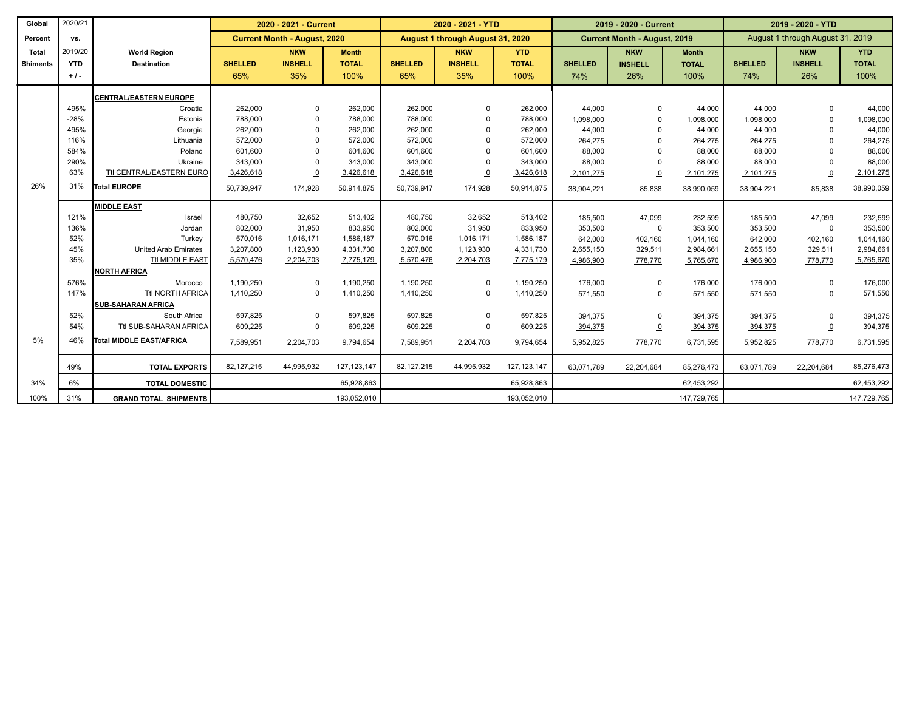| Global Percent Total Shiments | 2020/21 vs. 2019/20 YTD + / - | World Region Destination | 2020 - 2021 - Current | | | 2020 - 2021 - YTD | | | 2019 - 2020 - Current | | | 2019 - 2020 - YTD | | |
|---|---|---|---|---|---|---|---|---|---|---|---|---|---|---|
| | | | Current Month - August, 2020 | | | August 1 through August 31, 2020 | | | Current Month - August, 2019 | | | August 1 through August 31, 2019 | | |
| | | | SHELLED 65% | NKW INSHELL 35% | Month TOTAL 100% | SHELLED 65% | NKW INSHELL 35% | YTD TOTAL 100% | SHELLED 74% | NKW INSHELL 26% | Month TOTAL 100% | SHELLED 74% | NKW INSHELL 26% | YTD TOTAL 100% |
| | | **CENTRAL/EASTERN EUROPE** | | | | | | | | | | | | |
| | 495% | Croatia | 262,000 | 0 | 262,000 | 262,000 | 0 | 262,000 | 44,000 | 0 | 44,000 | 44,000 | 0 | 44,000 |
| | -28% | Estonia | 788,000 | 0 | 788,000 | 788,000 | 0 | 788,000 | 1,098,000 | 0 | 1,098,000 | 1,098,000 | 0 | 1,098,000 |
| | 495% | Georgia | 262,000 | 0 | 262,000 | 262,000 | 0 | 262,000 | 44,000 | 0 | 44,000 | 44,000 | 0 | 44,000 |
| | 116% | Lithuania | 572,000 | 0 | 572,000 | 572,000 | 0 | 572,000 | 264,275 | 0 | 264,275 | 264,275 | 0 | 264,275 |
| | 584% | Poland | 601,600 | 0 | 601,600 | 601,600 | 0 | 601,600 | 88,000 | 0 | 88,000 | 88,000 | 0 | 88,000 |
| | 290% | Ukraine | 343,000 | 0 | 343,000 | 343,000 | 0 | 343,000 | 88,000 | 0 | 88,000 | 88,000 | 0 | 88,000 |
| | 63% | Ttl CENTRAL/EASTERN EURO | 3,426,618 | 0 | 3,426,618 | 3,426,618 | 0 | 3,426,618 | 2,101,275 | 0 | 2,101,275 | 2,101,275 | 0 | 2,101,275 |
| 26% | 31% | **Total EUROPE** | 50,739,947 | 174,928 | 50,914,875 | 50,739,947 | 174,928 | 50,914,875 | 38,904,221 | 85,838 | 38,990,059 | 38,904,221 | 85,838 | 38,990,059 |
| | | **MIDDLE EAST** | | | | | | | | | | | | |
| | 121% | Israel | 480,750 | 32,652 | 513,402 | 480,750 | 32,652 | 513,402 | 185,500 | 47,099 | 232,599 | 185,500 | 47,099 | 232,599 |
| | 136% | Jordan | 802,000 | 31,950 | 833,950 | 802,000 | 31,950 | 833,950 | 353,500 | 0 | 353,500 | 353,500 | 0 | 353,500 |
| | 52% | Turkey | 570,016 | 1,016,171 | 1,586,187 | 570,016 | 1,016,171 | 1,586,187 | 642,000 | 402,160 | 1,044,160 | 642,000 | 402,160 | 1,044,160 |
| | 45% | United Arab Emirates | 3,207,800 | 1,123,930 | 4,331,730 | 3,207,800 | 1,123,930 | 4,331,730 | 2,655,150 | 329,511 | 2,984,661 | 2,655,150 | 329,511 | 2,984,661 |
| | 35% | Ttl MIDDLE EAST | 5,570,476 | 2,204,703 | 7,775,179 | 5,570,476 | 2,204,703 | 7,775,179 | 4,986,900 | 778,770 | 5,765,670 | 4,986,900 | 778,770 | 5,765,670 |
| | | **NORTH AFRICA** | | | | | | | | | | | | |
| | 576% | Morocco | 1,190,250 | 0 | 1,190,250 | 1,190,250 | 0 | 1,190,250 | 176,000 | 0 | 176,000 | 176,000 | 0 | 176,000 |
| | 147% | Ttl NORTH AFRICA | 1,410,250 | 0 | 1,410,250 | 1,410,250 | 0 | 1,410,250 | 571,550 | 0 | 571,550 | 571,550 | 0 | 571,550 |
| | | **SUB-SAHARAN AFRICA** | | | | | | | | | | | | |
| | 52% | South Africa | 597,825 | 0 | 597,825 | 597,825 | 0 | 597,825 | 394,375 | 0 | 394,375 | 394,375 | 0 | 394,375 |
| | 54% | Ttl SUB-SAHARAN AFRICA | 609,225 | 0 | 609,225 | 609,225 | 0 | 609,225 | 394,375 | 0 | 394,375 | 394,375 | 0 | 394,375 |
| 5% | 46% | **Total MIDDLE EAST/AFRICA** | 7,589,951 | 2,204,703 | 9,794,654 | 7,589,951 | 2,204,703 | 9,794,654 | 5,952,825 | 778,770 | 6,731,595 | 5,952,825 | 778,770 | 6,731,595 |
| | 49% | **TOTAL EXPORTS** | 82,127,215 | 44,995,932 | 127,123,147 | 82,127,215 | 44,995,932 | 127,123,147 | 63,071,789 | 22,204,684 | 85,276,473 | 63,071,789 | 22,204,684 | 85,276,473 |
| 34% | 6% | **TOTAL DOMESTIC** | | | 65,928,863 | | | 65,928,863 | | | 62,453,292 | | | 62,453,292 |
| 100% | 31% | **GRAND TOTAL SHIPMENTS** | | | 193,052,010 | | | 193,052,010 | | | 147,729,765 | | | 147,729,765 |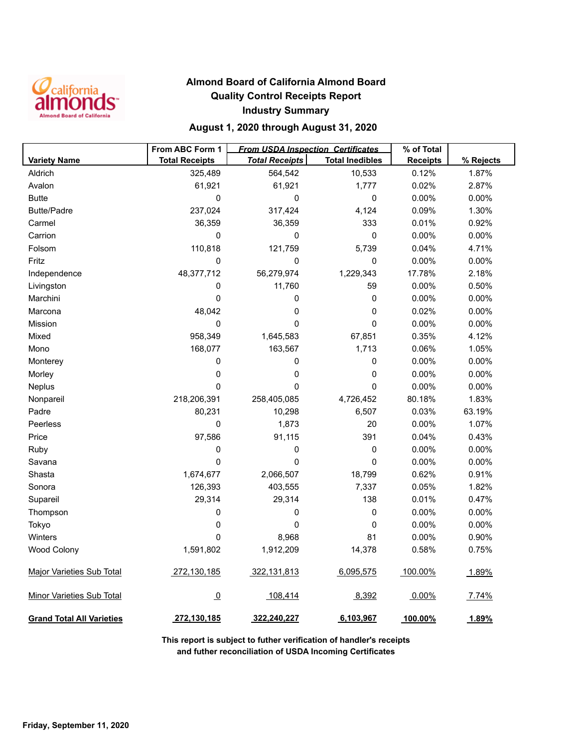# Almond Board of California Almond Board
## Quality Control Receipts Report
## Industry Summary
### August 1, 2020 through August 31, 2020

| Variety Name | From ABC Form 1 Total Receipts | *From USDA Inspection Certificates* *Total Receipts* | Total Inedibles | % of Total Receipts | % Rejects |
|---|---|---|---|---|---|
| Aldrich | 325,489 | 564,542 | 10,533 | 0.12% | 1.87% |
| Avalon | 61,921 | 61,921 | 1,777 | 0.02% | 2.87% |
| Butte | 0 | 0 | 0 | 0.00% | 0.00% |
| Butte/Padre | 237,024 | 317,424 | 4,124 | 0.09% | 1.30% |
| Carmel | 36,359 | 36,359 | 333 | 0.01% | 0.92% |
| Carrion | 0 | 0 | 0 | 0.00% | 0.00% |
| Folsom | 110,818 | 121,759 | 5,739 | 0.04% | 4.71% |
| Fritz | 0 | 0 | 0 | 0.00% | 0.00% |
| Independence | 48,377,712 | 56,279,974 | 1,229,343 | 17.78% | 2.18% |
| Livingston | 0 | 11,760 | 59 | 0.00% | 0.50% |
| Marchini | 0 | 0 | 0 | 0.00% | 0.00% |
| Marcona | 48,042 | 0 | 0 | 0.02% | 0.00% |
| Mission | 0 | 0 | 0 | 0.00% | 0.00% |
| Mixed | 958,349 | 1,645,583 | 67,851 | 0.35% | 4.12% |
| Mono | 168,077 | 163,567 | 1,713 | 0.06% | 1.05% |
| Monterey | 0 | 0 | 0 | 0.00% | 0.00% |
| Morley | 0 | 0 | 0 | 0.00% | 0.00% |
| Neplus | 0 | 0 | 0 | 0.00% | 0.00% |
| Nonpareil | 218,206,391 | 258,405,085 | 4,726,452 | 80.18% | 1.83% |
| Padre | 80,231 | 10,298 | 6,507 | 0.03% | 63.19% |
| Peerless | 0 | 1,873 | 20 | 0.00% | 1.07% |
| Price | 97,586 | 91,115 | 391 | 0.04% | 0.43% |
| Ruby | 0 | 0 | 0 | 0.00% | 0.00% |
| Savana | 0 | 0 | 0 | 0.00% | 0.00% |
| Shasta | 1,674,677 | 2,066,507 | 18,799 | 0.62% | 0.91% |
| Sonora | 126,393 | 403,555 | 7,337 | 0.05% | 1.82% |
| Supareil | 29,314 | 29,314 | 138 | 0.01% | 0.47% |
| Thompson | 0 | 0 | 0 | 0.00% | 0.00% |
| Tokyo | 0 | 0 | 0 | 0.00% | 0.00% |
| Winters | 0 | 8,968 | 81 | 0.00% | 0.90% |
| Wood Colony | 1,591,802 | 1,912,209 | 14,378 | 0.58% | 0.75% |
| Major Varieties Sub Total | 272,130,185 | 322,131,813 | 6,095,575 | 100.00% | 1.89% |
| Minor Varieties Sub Total | 0 | 108,414 | 8,392 | 0.00% | 7.74% |
| **Grand Total All Varieties** | **272,130,185** | **322,240,227** | **6,103,967** | **100.00%** | **1.89%** |

**This report is subject to futher verification of handler's receipts and futher reconciliation of USDA Incoming Certificates**

**Friday, September 11, 2020**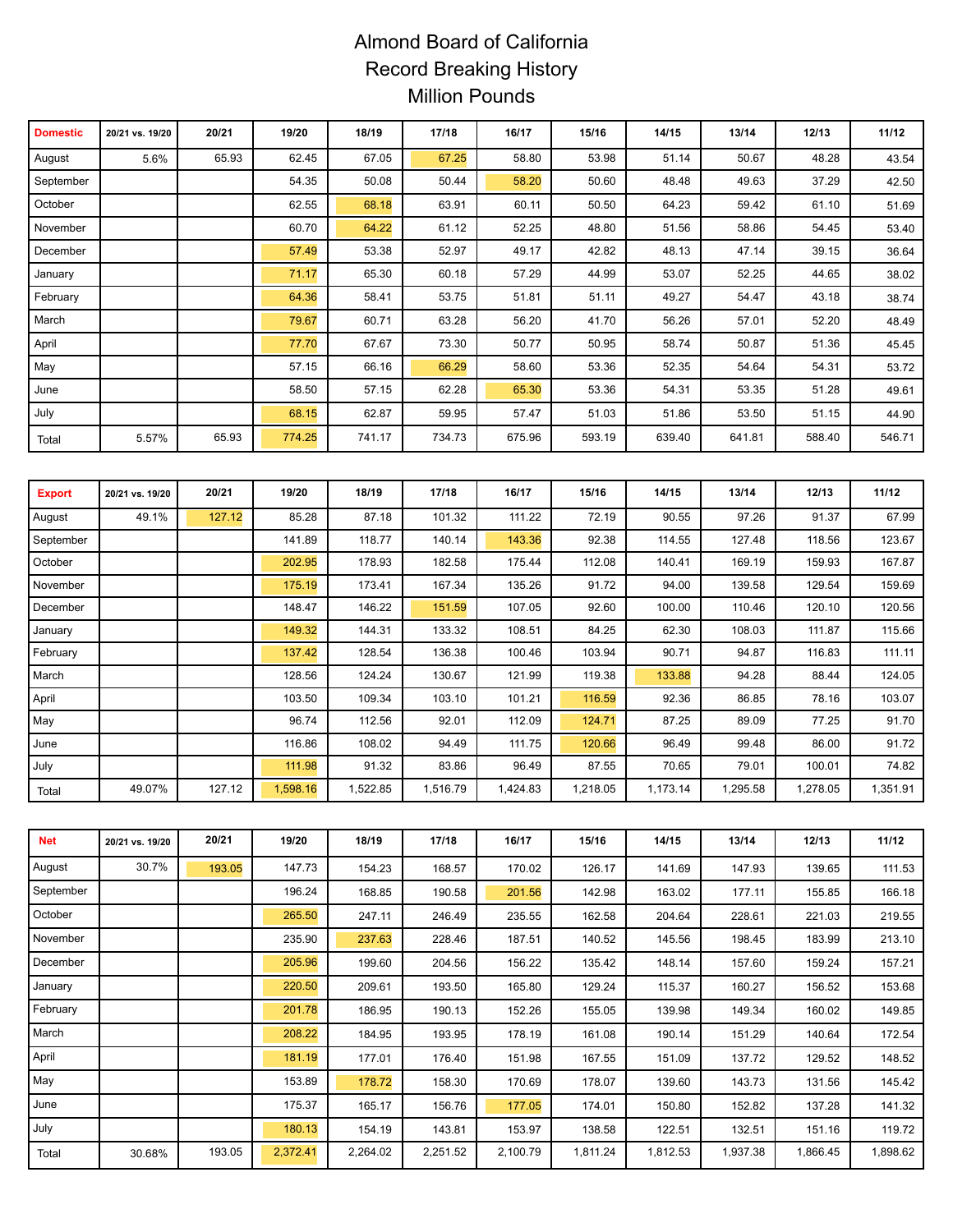# Almond Board of California
## Record Breaking History
### Million Pounds

| Domestic | 20/21 vs. 19/20 | 20/21 | 19/20 | 18/19 | 17/18 | 16/17 | 15/16 | 14/15 | 13/14 | 12/13 | 11/12 |
|---|---|---|---|---|---|---|---|---|---|---|---|
| August | 5.6% | 65.93 | 62.45 | 67.05 | 67.25 | 58.80 | 53.98 | 51.14 | 50.67 | 48.28 | 43.54 |
| September | | | 54.35 | 50.08 | 50.44 | 58.20 | 50.60 | 48.48 | 49.63 | 37.29 | 42.50 |
| October | | | 62.55 | 68.18 | 63.91 | 60.11 | 50.50 | 64.23 | 59.42 | 61.10 | 51.69 |
| November | | | 60.70 | 64.22 | 61.12 | 52.25 | 48.80 | 51.56 | 58.86 | 54.45 | 53.40 |
| December | | | 57.49 | 53.38 | 52.97 | 49.17 | 42.82 | 48.13 | 47.14 | 39.15 | 36.64 |
| January | | | 71.17 | 65.30 | 60.18 | 57.29 | 44.99 | 53.07 | 52.25 | 44.65 | 38.02 |
| February | | | 64.36 | 58.41 | 53.75 | 51.81 | 51.11 | 49.27 | 54.47 | 43.18 | 38.74 |
| March | | | 79.67 | 60.71 | 63.28 | 56.20 | 41.70 | 56.26 | 57.01 | 52.20 | 48.49 |
| April | | | 77.70 | 67.67 | 73.30 | 50.77 | 50.95 | 58.74 | 50.87 | 51.36 | 45.45 |
| May | | | 57.15 | 66.16 | 66.29 | 58.60 | 53.36 | 52.35 | 54.64 | 54.31 | 53.72 |
| June | | | 58.50 | 57.15 | 62.28 | 65.30 | 53.36 | 54.31 | 53.35 | 51.28 | 49.61 |
| July | | | 68.15 | 62.87 | 59.95 | 57.47 | 51.03 | 51.86 | 53.50 | 51.15 | 44.90 |
| Total | 5.57% | 65.93 | 774.25 | 741.17 | 734.73 | 675.96 | 593.19 | 639.40 | 641.81 | 588.40 | 546.71 |

| Export | 20/21 vs. 19/20 | 20/21 | 19/20 | 18/19 | 17/18 | 16/17 | 15/16 | 14/15 | 13/14 | 12/13 | 11/12 |
|---|---|---|---|---|---|---|---|---|---|---|---|
| August | 49.1% | 127.12 | 85.28 | 87.18 | 101.32 | 111.22 | 72.19 | 90.55 | 97.26 | 91.37 | 67.99 |
| September | | | 141.89 | 118.77 | 140.14 | 143.36 | 92.38 | 114.55 | 127.48 | 118.56 | 123.67 |
| October | | | 202.95 | 178.93 | 182.58 | 175.44 | 112.08 | 140.41 | 169.19 | 159.93 | 167.87 |
| November | | | 175.19 | 173.41 | 167.34 | 135.26 | 91.72 | 94.00 | 139.58 | 129.54 | 159.69 |
| December | | | 148.47 | 146.22 | 151.59 | 107.05 | 92.60 | 100.00 | 110.46 | 120.10 | 120.56 |
| January | | | 149.32 | 144.31 | 133.32 | 108.51 | 84.25 | 62.30 | 108.03 | 111.87 | 115.66 |
| February | | | 137.42 | 128.54 | 136.38 | 100.46 | 103.94 | 90.71 | 94.87 | 116.83 | 111.11 |
| March | | | 128.56 | 124.24 | 130.67 | 121.99 | 119.38 | 133.88 | 94.28 | 88.44 | 124.05 |
| April | | | 103.50 | 109.34 | 103.10 | 101.21 | 116.59 | 92.36 | 86.85 | 78.16 | 103.07 |
| May | | | 96.74 | 112.56 | 92.01 | 112.09 | 124.71 | 87.25 | 89.09 | 77.25 | 91.70 |
| June | | | 116.86 | 108.02 | 94.49 | 111.75 | 120.66 | 96.49 | 99.48 | 86.00 | 91.72 |
| July | | | 111.98 | 91.32 | 83.86 | 96.49 | 87.55 | 70.65 | 79.01 | 100.01 | 74.82 |
| Total | 49.07% | 127.12 | 1,598.16 | 1,522.85 | 1,516.79 | 1,424.83 | 1,218.05 | 1,173.14 | 1,295.58 | 1,278.05 | 1,351.91 |

| Net | 20/21 vs. 19/20 | 20/21 | 19/20 | 18/19 | 17/18 | 16/17 | 15/16 | 14/15 | 13/14 | 12/13 | 11/12 |
|---|---|---|---|---|---|---|---|---|---|---|---|
| August | 30.7% | 193.05 | 147.73 | 154.23 | 168.57 | 170.02 | 126.17 | 141.69 | 147.93 | 139.65 | 111.53 |
| September | | | 196.24 | 168.85 | 190.58 | 201.56 | 142.98 | 163.02 | 177.11 | 155.85 | 166.18 |
| October | | | 265.50 | 247.11 | 246.49 | 235.55 | 162.58 | 204.64 | 228.61 | 221.03 | 219.55 |
| November | | | 235.90 | 237.63 | 228.46 | 187.51 | 140.52 | 145.56 | 198.45 | 183.99 | 213.10 |
| December | | | 205.96 | 199.60 | 204.56 | 156.22 | 135.42 | 148.14 | 157.60 | 159.24 | 157.21 |
| January | | | 220.50 | 209.61 | 193.50 | 165.80 | 129.24 | 115.37 | 160.27 | 156.52 | 153.68 |
| February | | | 201.78 | 186.95 | 190.13 | 152.26 | 155.05 | 139.98 | 149.34 | 160.02 | 149.85 |
| March | | | 208.22 | 184.95 | 193.95 | 178.19 | 161.08 | 190.14 | 151.29 | 140.64 | 172.54 |
| April | | | 181.19 | 177.01 | 176.40 | 151.98 | 167.55 | 151.09 | 137.72 | 129.52 | 148.52 |
| May | | | 153.89 | 178.72 | 158.30 | 170.69 | 178.07 | 139.60 | 143.73 | 131.56 | 145.42 |
| June | | | 175.37 | 165.17 | 156.76 | 177.05 | 174.01 | 150.80 | 152.82 | 137.28 | 141.32 |
| July | | | 180.13 | 154.19 | 143.81 | 153.97 | 138.58 | 122.51 | 132.51 | 151.16 | 119.72 |
| Total | 30.68% | 193.05 | 2,372.41 | 2,264.02 | 2,251.52 | 2,100.79 | 1,811.24 | 1,812.53 | 1,937.38 | 1,866.45 | 1,898.62 |